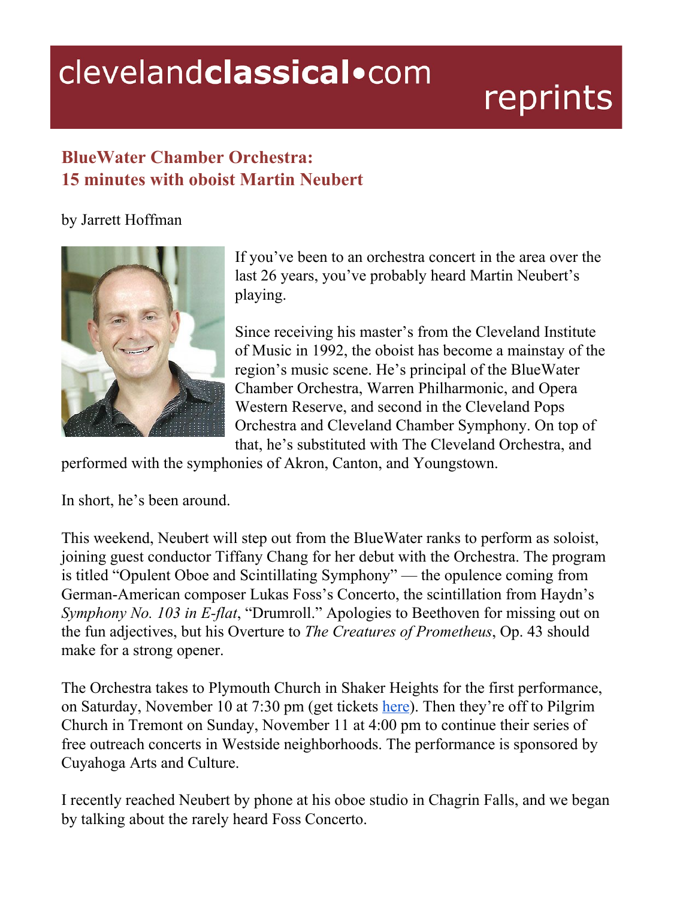# BlueWater Chamber Orchestra: 15 minutes with oboist Martin Neubert

by Jarrett Hoffman

If you've been to an orchestra concert in the area over the last 26 years, you've probably heard Martin Neubert's playing.

Since receiving his master's from the Cleveland Institute of Music in 1992, the oboist has become a mainstay of the region's music scene. He's principal of the BlueWater Chamber Orchestra, Warren Philharmonic, and Opera Western Reserve, and second in the Cleveland Pops Orchestra and Cleveland Chamber Symphony. On top of that, he's substituted with The Cleveland Orchestra, and performed with the symphonies of Akron, Canton, and Youngstown.

In short, he's been around.

This weekend, Neubert will step out from the BlueWater ranks to perform as soloist, joining guest conductor Tiffany Chang for her debut with the Orchestra. The program is titled "Opulent Oboe and Scintillating Symphony" — the opulence coming from German-American composer Lukas Foss's Concerto, the scintillation from Haydn's *Symphony No. 103 in E-flat*, "Drumroll." Apologies to Beethoven for missing out on the fun adjectives, but his Overture to *The Creatures of Prometheus*, Op. 43 should make for a strong opener.

The Orchestra takes to Plymouth Church in Shaker Heights for the first performance, on Saturday, November 10 at 7:30 pm (get tickets here). Then they're off to Pilgrim Church in Tremont on Sunday, November 11 at 4:00 pm to continue their series of free outreach concerts in Westside neighborhoods. The performance is sponsored by Cuyahoga Arts and Culture.

I recently reached Neubert by phone at his oboe studio in Chagrin Falls, and we began by talking about the rarely heard Foss Concerto.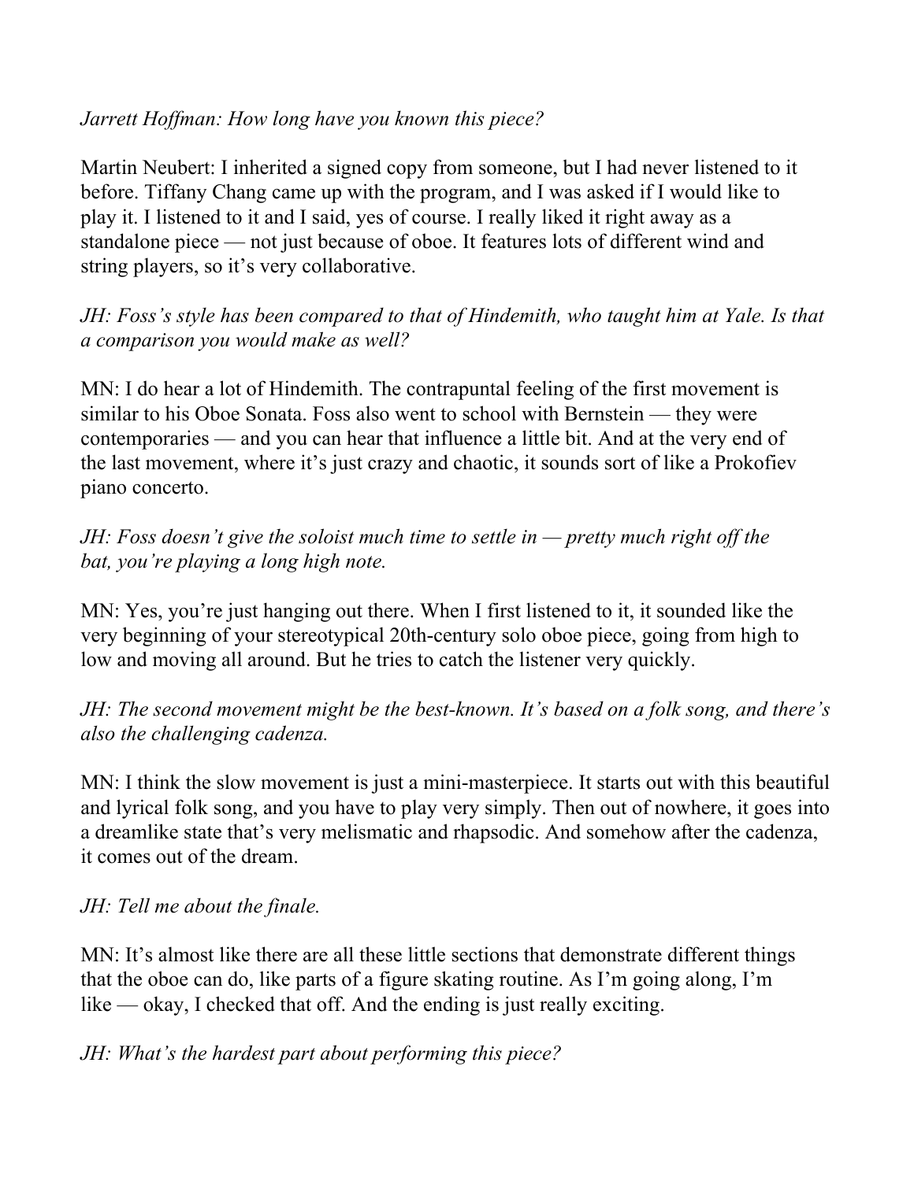*Jarrett Hoffman: How long have you known this piece?*

Martin Neubert: I inherited a signed copy from someone, but I had never listened to it before. Tiffany Chang came up with the program, and I was asked if I would like to play it. I listened to it and I said, yes of course. I really liked it right away as a standalone piece — not just because of oboe. It features lots of different wind and string players, so it's very collaborative.

*JH: Foss's style has been compared to that of Hindemith, who taught him at Yale. Is that a comparison you would make as well?*

MN: I do hear a lot of Hindemith. The contrapuntal feeling of the first movement is similar to his Oboe Sonata. Foss also went to school with Bernstein — they were contemporaries — and you can hear that influence a little bit. And at the very end of the last movement, where it's just crazy and chaotic, it sounds sort of like a Prokofiev piano concerto.

*JH: Foss doesn't give the soloist much time to settle in — pretty much right off the bat, you're playing a long high note.*

MN: Yes, you're just hanging out there. When I first listened to it, it sounded like the very beginning of your stereotypical 20th-century solo oboe piece, going from high to low and moving all around. But he tries to catch the listener very quickly.

*JH: The second movement might be the best-known. It's based on a folk song, and there's also the challenging cadenza.*

MN: I think the slow movement is just a mini-masterpiece. It starts out with this beautiful and lyrical folk song, and you have to play very simply. Then out of nowhere, it goes into a dreamlike state that's very melismatic and rhapsodic. And somehow after the cadenza, it comes out of the dream.

*JH: Tell me about the finale.*

MN: It's almost like there are all these little sections that demonstrate different things that the oboe can do, like parts of a figure skating routine. As I'm going along, I'm like — okay, I checked that off. And the ending is just really exciting.

*JH: What's the hardest part about performing this piece?*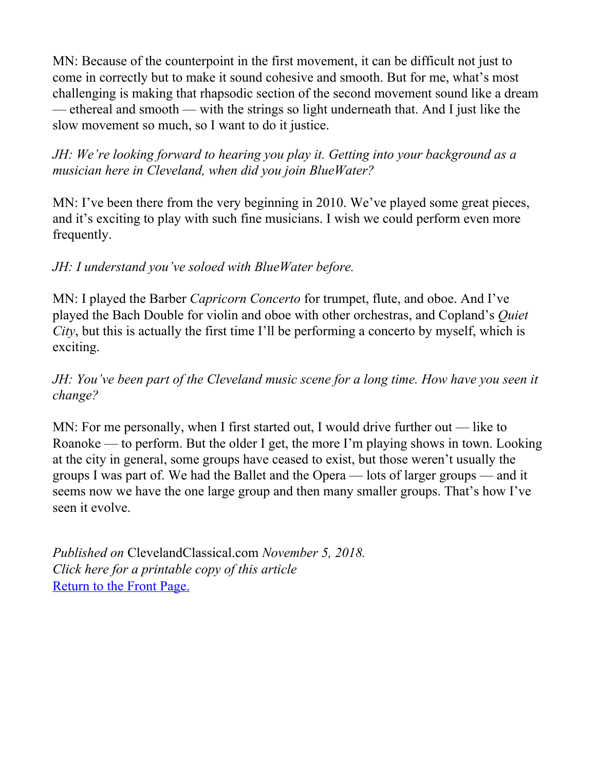MN: Because of the counterpoint in the first movement, it can be difficult not just to come in correctly but to make it sound cohesive and smooth. But for me, what's most challenging is making that rhapsodic section of the second movement sound like a dream — ethereal and smooth — with the strings so light underneath that. And I just like the slow movement so much, so I want to do it justice.

*JH: We're looking forward to hearing you play it. Getting into your background as a musician here in Cleveland, when did you join BlueWater?*

MN: I've been there from the very beginning in 2010. We've played some great pieces, and it's exciting to play with such fine musicians. I wish we could perform even more frequently.

*JH: I understand you've soloed with BlueWater before.*

MN: I played the Barber *Capricorn Concerto* for trumpet, flute, and oboe. And I've played the Bach Double for violin and oboe with other orchestras, and Copland's *Quiet City*, but this is actually the first time I'll be performing a concerto by myself, which is exciting.

*JH: You've been part of the Cleveland music scene for a long time. How have you seen it change?*

MN: For me personally, when I first started out, I would drive further out — like to Roanoke — to perform. But the older I get, the more I'm playing shows in town. Looking at the city in general, some groups have ceased to exist, but those weren't usually the groups I was part of. We had the Ballet and the Opera — lots of larger groups — and it seems now we have the one large group and then many smaller groups. That's how I've seen it evolve.

*Published on* ClevelandClassical.com *November 5, 2018.*
*Click here for a printable copy of this article*
[Return to the Front Page.]